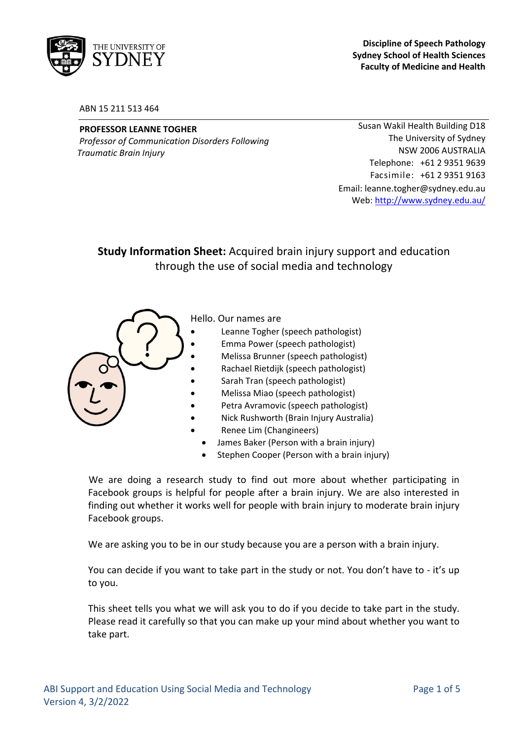THE UNIVERSITY OF SYDNEY

**Discipline of Speech Pathology**
**Sydney School of Health Sciences**
**Faculty of Medicine and Health**

ABN 15 211 513 464

**PROFESSOR LEANNE TOGHER**
*Professor of Communication Disorders Following Traumatic Brain Injury*

Susan Wakil Health Building D18
The University of Sydney
NSW 2006 AUSTRALIA
Telephone: +61 2 9351 9639
Facsimile: +61 2 9351 9163
Email: leanne.togher@sydney.edu.au
Web: http://www.sydney.edu.au/

# **Study Information Sheet:** Acquired brain injury support and education through the use of social media and technology

Hello. Our names are

- Leanne Togher (speech pathologist)
- Emma Power (speech pathologist)
- Melissa Brunner (speech pathologist)
- Rachael Rietdijk (speech pathologist)
- Sarah Tran (speech pathologist)
- Melissa Miao (speech pathologist)
- Petra Avramovic (speech pathologist)
- Nick Rushworth (Brain Injury Australia)
- Renee Lim (Changineers)
- James Baker (Person with a brain injury)
- Stephen Cooper (Person with a brain injury)

We are doing a research study to find out more about whether participating in Facebook groups is helpful for people after a brain injury. We are also interested in finding out whether it works well for people with brain injury to moderate brain injury Facebook groups.

We are asking you to be in our study because you are a person with a brain injury.

You can decide if you want to take part in the study or not. You don't have to - it's up to you.

This sheet tells you what we will ask you to do if you decide to take part in the study. Please read it carefully so that you can make up your mind about whether you want to take part.

ABI Support and Education Using Social Media and Technology
Version 4, 3/2/2022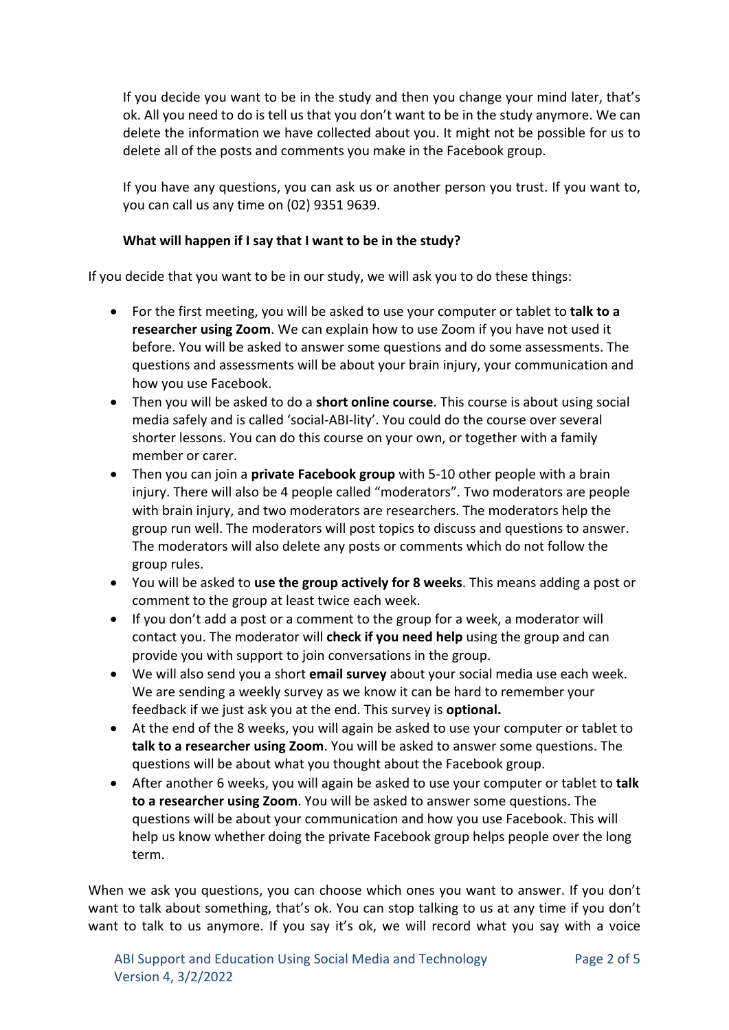If you decide you want to be in the study and then you change your mind later, that's ok. All you need to do is tell us that you don't want to be in the study anymore. We can delete the information we have collected about you. It might not be possible for us to delete all of the posts and comments you make in the Facebook group.

If you have any questions, you can ask us or another person you trust. If you want to, you can call us any time on (02) 9351 9639.

### What will happen if I say that I want to be in the study?

If you decide that you want to be in our study, we will ask you to do these things:

- For the first meeting, you will be asked to use your computer or tablet to **talk to a researcher using Zoom**. We can explain how to use Zoom if you have not used it before. You will be asked to answer some questions and do some assessments. The questions and assessments will be about your brain injury, your communication and how you use Facebook.
- Then you will be asked to do a **short online course**. This course is about using social media safely and is called 'social-ABI-lity'. You could do the course over several shorter lessons. You can do this course on your own, or together with a family member or carer.
- Then you can join a **private Facebook group** with 5-10 other people with a brain injury. There will also be 4 people called "moderators". Two moderators are people with brain injury, and two moderators are researchers. The moderators help the group run well. The moderators will post topics to discuss and questions to answer. The moderators will also delete any posts or comments which do not follow the group rules.
- You will be asked to **use the group actively for 8 weeks**. This means adding a post or comment to the group at least twice each week.
- If you don't add a post or a comment to the group for a week, a moderator will contact you. The moderator will **check if you need help** using the group and can provide you with support to join conversations in the group.
- We will also send you a short **email survey** about your social media use each week. We are sending a weekly survey as we know it can be hard to remember your feedback if we just ask you at the end. This survey is **optional.**
- At the end of the 8 weeks, you will again be asked to use your computer or tablet to **talk to a researcher using Zoom**. You will be asked to answer some questions. The questions will be about what you thought about the Facebook group.
- After another 6 weeks, you will again be asked to use your computer or tablet to **talk to a researcher using Zoom**. You will be asked to answer some questions. The questions will be about your communication and how you use Facebook. This will help us know whether doing the private Facebook group helps people over the long term.

When we ask you questions, you can choose which ones you want to answer. If you don't want to talk about something, that's ok. You can stop talking to us at any time if you don't want to talk to us anymore. If you say it's ok, we will record what you say with a voice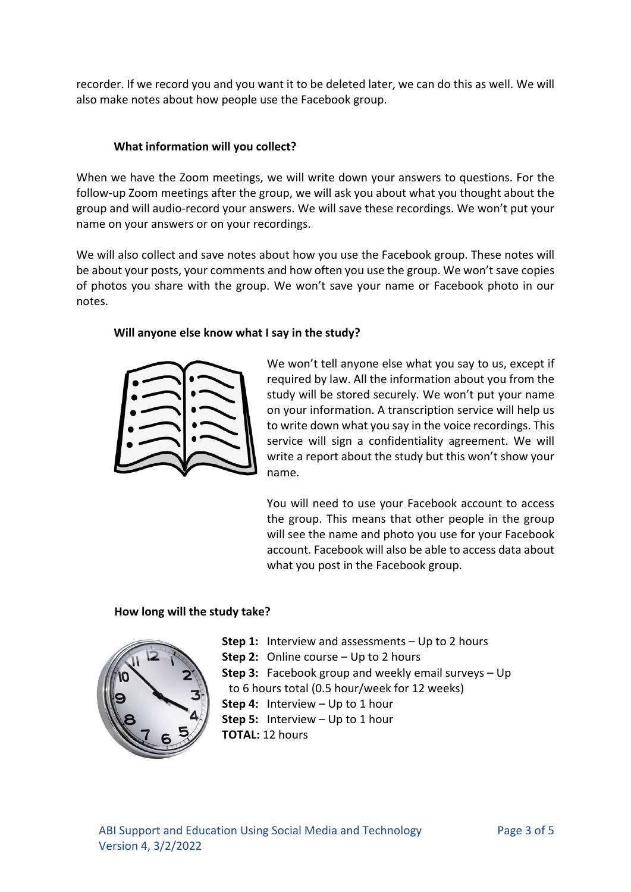recorder. If we record you and you want it to be deleted later, we can do this as well. We will also make notes about how people use the Facebook group.

### What information will you collect?

When we have the Zoom meetings, we will write down your answers to questions. For the follow-up Zoom meetings after the group, we will ask you about what you thought about the group and will audio-record your answers. We will save these recordings. We won't put your name on your answers or on your recordings.

We will also collect and save notes about how you use the Facebook group. These notes will be about your posts, your comments and how often you use the group. We won't save copies of photos you share with the group. We won't save your name or Facebook photo in our notes.

### Will anyone else know what I say in the study?

We won't tell anyone else what you say to us, except if required by law. All the information about you from the study will be stored securely. We won't put your name on your information. A transcription service will help us to write down what you say in the voice recordings. This service will sign a confidentiality agreement. We will write a report about the study but this won't show your name.

You will need to use your Facebook account to access the group. This means that other people in the group will see the name and photo you use for your Facebook account. Facebook will also be able to access data about what you post in the Facebook group.

### How long will the study take?

**Step 1:** Interview and assessments – Up to 2 hours
**Step 2:** Online course – Up to 2 hours
**Step 3:** Facebook group and weekly email surveys – Up to 6 hours total (0.5 hour/week for 12 weeks)
**Step 4:** Interview – Up to 1 hour
**Step 5:** Interview – Up to 1 hour
**TOTAL:** 12 hours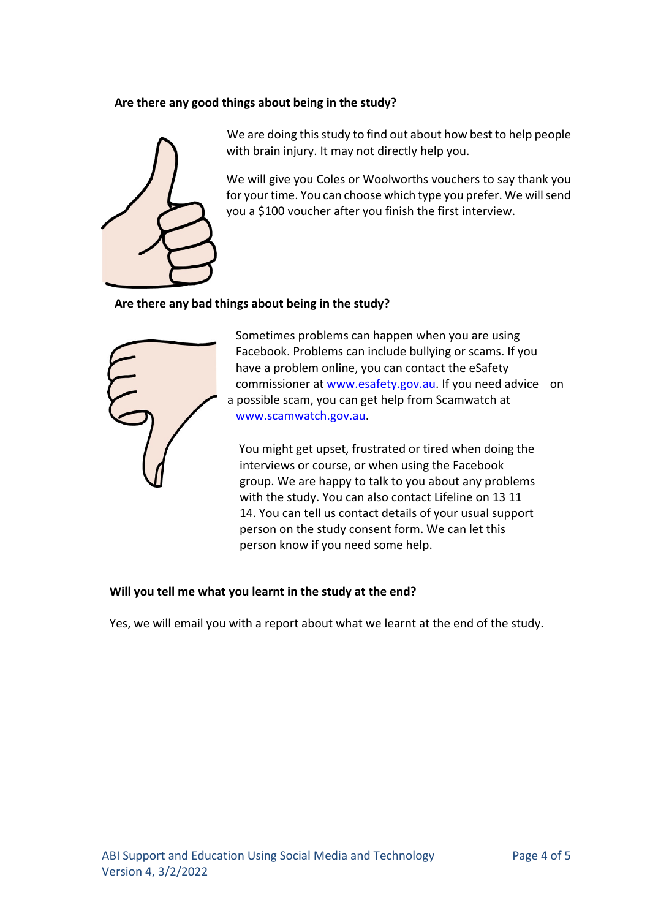**Are there any good things about being in the study?**

We are doing this study to find out about how best to help people with brain injury. It may not directly help you.

We will give you Coles or Woolworths vouchers to say thank you for your time. You can choose which type you prefer. We will send you a $100 voucher after you finish the first interview.

**Are there any bad things about being in the study?**

Sometimes problems can happen when you are using Facebook. Problems can include bullying or scams. If you have a problem online, you can contact the eSafety commissioner at www.esafety.gov.au. If you need advice on a possible scam, you can get help from Scamwatch at www.scamwatch.gov.au.

You might get upset, frustrated or tired when doing the interviews or course, or when using the Facebook group. We are happy to talk to you about any problems with the study. You can also contact Lifeline on 13 11 14. You can tell us contact details of your usual support person on the study consent form. We can let this person know if you need some help.

**Will you tell me what you learnt in the study at the end?**

Yes, we will email you with a report about what we learnt at the end of the study.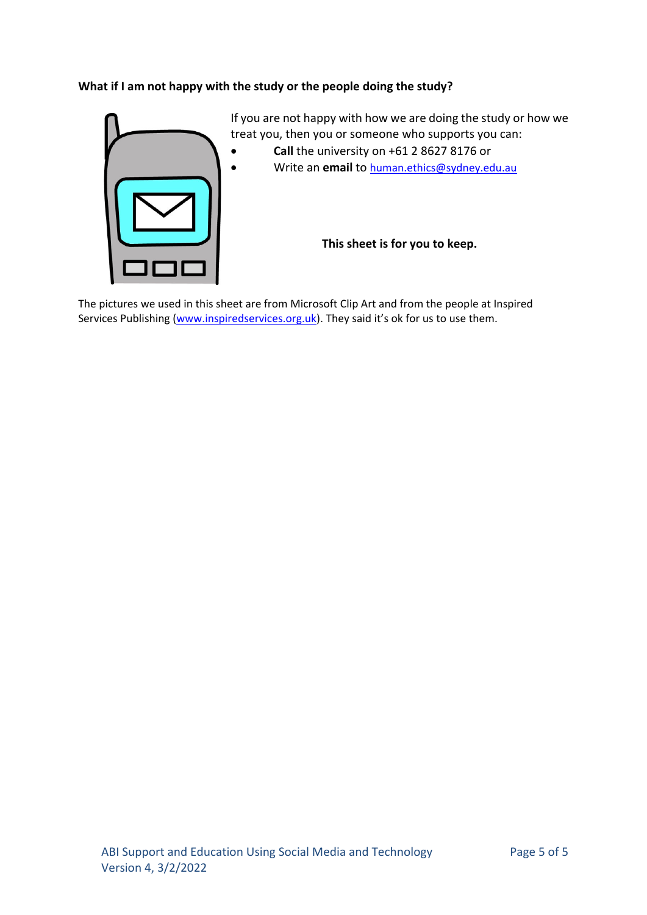**What if I am not happy with the study or the people doing the study?**

If you are not happy with how we are doing the study or how we treat you, then you or someone who supports you can:

- **Call** the university on +61 2 8627 8176 or
- Write an **email** to human.ethics@sydney.edu.au

**This sheet is for you to keep.**

The pictures we used in this sheet are from Microsoft Clip Art and from the people at Inspired Services Publishing (www.inspiredservices.org.uk). They said it's ok for us to use them.